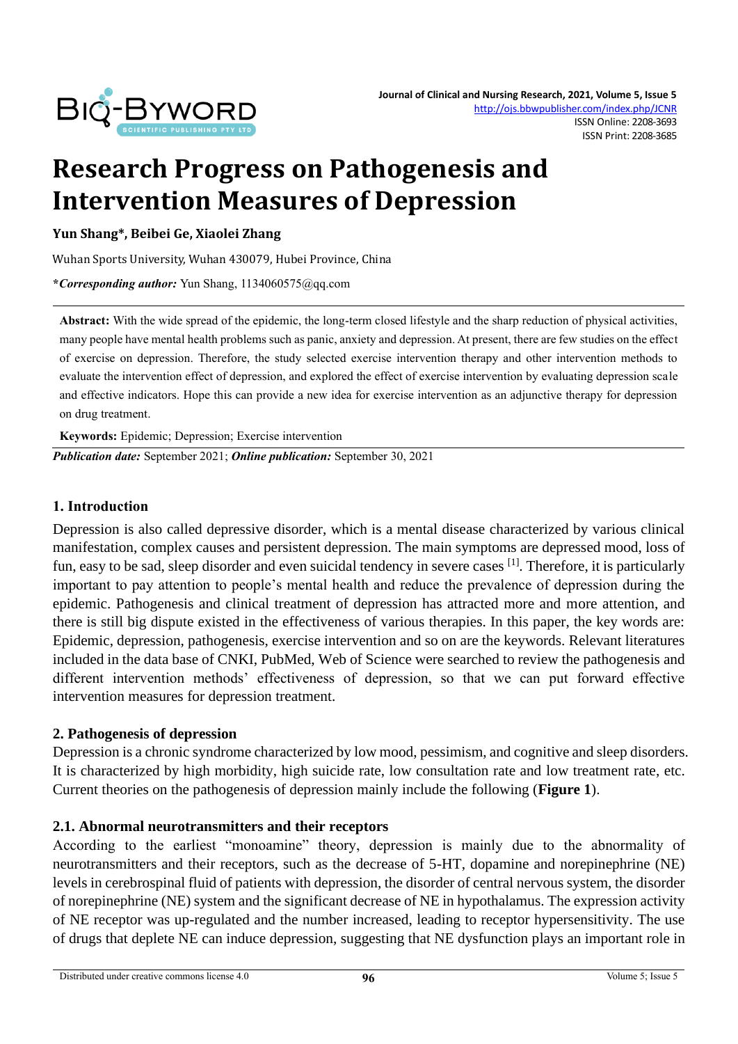# Research Progress on Pathogenesis and Intervention Measures of Depression

**Yun Shang\*, Beibei Ge, Xiaolei Zhang**

Wuhan Sports University, Wuhan 430079, Hubei Province, China

***Corresponding author:*** Yun Shang, 1134060575@qq.com

**Abstract:** With the wide spread of the epidemic, the long-term closed lifestyle and the sharp reduction of physical activities, many people have mental health problems such as panic, anxiety and depression. At present, there are few studies on the effect of exercise on depression. Therefore, the study selected exercise intervention therapy and other intervention methods to evaluate the intervention effect of depression, and explored the effect of exercise intervention by evaluating depression scale and effective indicators. Hope this can provide a new idea for exercise intervention as an adjunctive therapy for depression on drug treatment.

**Keywords:** Epidemic; Depression; Exercise intervention

***Publication date:*** September 2021; ***Online publication:*** September 30, 2021

## 1. Introduction

Depression is also called depressive disorder, which is a mental disease characterized by various clinical manifestation, complex causes and persistent depression. The main symptoms are depressed mood, loss of fun, easy to be sad, sleep disorder and even suicidal tendency in severe cases [1]. Therefore, it is particularly important to pay attention to people's mental health and reduce the prevalence of depression during the epidemic. Pathogenesis and clinical treatment of depression has attracted more and more attention, and there is still big dispute existed in the effectiveness of various therapies. In this paper, the key words are: Epidemic, depression, pathogenesis, exercise intervention and so on are the keywords. Relevant literatures included in the data base of CNKI, PubMed, Web of Science were searched to review the pathogenesis and different intervention methods' effectiveness of depression, so that we can put forward effective intervention measures for depression treatment.

## 2. Pathogenesis of depression

Depression is a chronic syndrome characterized by low mood, pessimism, and cognitive and sleep disorders. It is characterized by high morbidity, high suicide rate, low consultation rate and low treatment rate, etc. Current theories on the pathogenesis of depression mainly include the following (**Figure 1**).

### 2.1. Abnormal neurotransmitters and their receptors

According to the earliest "monoamine" theory, depression is mainly due to the abnormality of neurotransmitters and their receptors, such as the decrease of 5-HT, dopamine and norepinephrine (NE) levels in cerebrospinal fluid of patients with depression, the disorder of central nervous system, the disorder of norepinephrine (NE) system and the significant decrease of NE in hypothalamus. The expression activity of NE receptor was up-regulated and the number increased, leading to receptor hypersensitivity. The use of drugs that deplete NE can induce depression, suggesting that NE dysfunction plays an important role in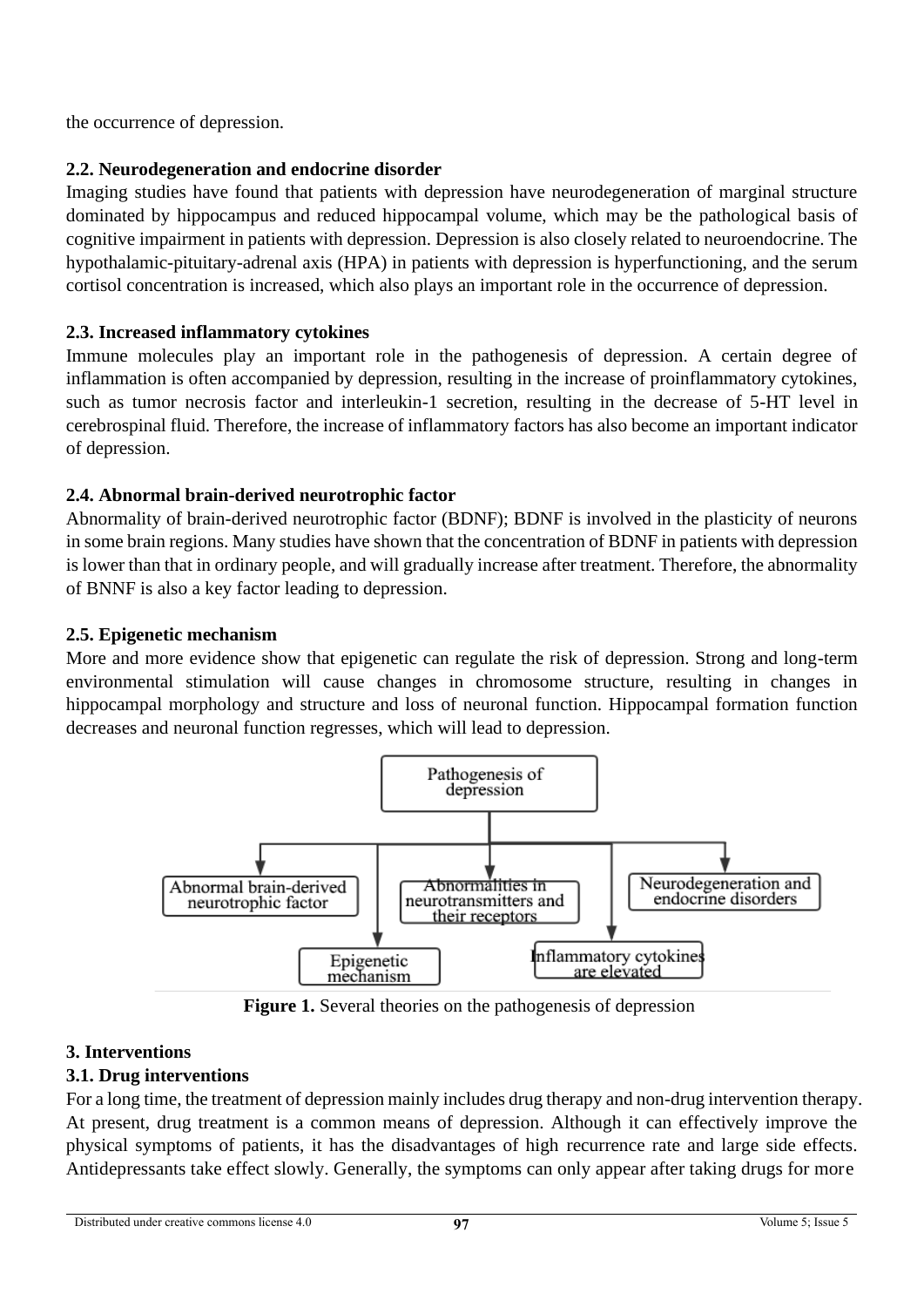the occurrence of depression.

### 2.2. Neurodegeneration and endocrine disorder

Imaging studies have found that patients with depression have neurodegeneration of marginal structure dominated by hippocampus and reduced hippocampal volume, which may be the pathological basis of cognitive impairment in patients with depression. Depression is also closely related to neuroendocrine. The hypothalamic-pituitary-adrenal axis (HPA) in patients with depression is hyperfunctioning, and the serum cortisol concentration is increased, which also plays an important role in the occurrence of depression.

### 2.3. Increased inflammatory cytokines

Immune molecules play an important role in the pathogenesis of depression. A certain degree of inflammation is often accompanied by depression, resulting in the increase of proinflammatory cytokines, such as tumor necrosis factor and interleukin-1 secretion, resulting in the decrease of 5-HT level in cerebrospinal fluid. Therefore, the increase of inflammatory factors has also become an important indicator of depression.

### 2.4. Abnormal brain-derived neurotrophic factor

Abnormality of brain-derived neurotrophic factor (BDNF); BDNF is involved in the plasticity of neurons in some brain regions. Many studies have shown that the concentration of BDNF in patients with depression is lower than that in ordinary people, and will gradually increase after treatment. Therefore, the abnormality of BNNF is also a key factor leading to depression.

### 2.5. Epigenetic mechanism

More and more evidence show that epigenetic can regulate the risk of depression. Strong and long-term environmental stimulation will cause changes in chromosome structure, resulting in changes in hippocampal morphology and structure and loss of neuronal function. Hippocampal formation function decreases and neuronal function regresses, which will lead to depression.

Pathogenesis of depression

Abnormal brain-derived neurotrophic factor

Abnormalities in neurotransmitters and their receptors

Neurodegeneration and endocrine disorders

Epigenetic mechanism

Inflammatory cytokines are elevated

**Figure 1.** Several theories on the pathogenesis of depression

## 3. Interventions

### 3.1. Drug interventions

For a long time, the treatment of depression mainly includes drug therapy and non-drug intervention therapy. At present, drug treatment is a common means of depression. Although it can effectively improve the physical symptoms of patients, it has the disadvantages of high recurrence rate and large side effects. Antidepressants take effect slowly. Generally, the symptoms can only appear after taking drugs for more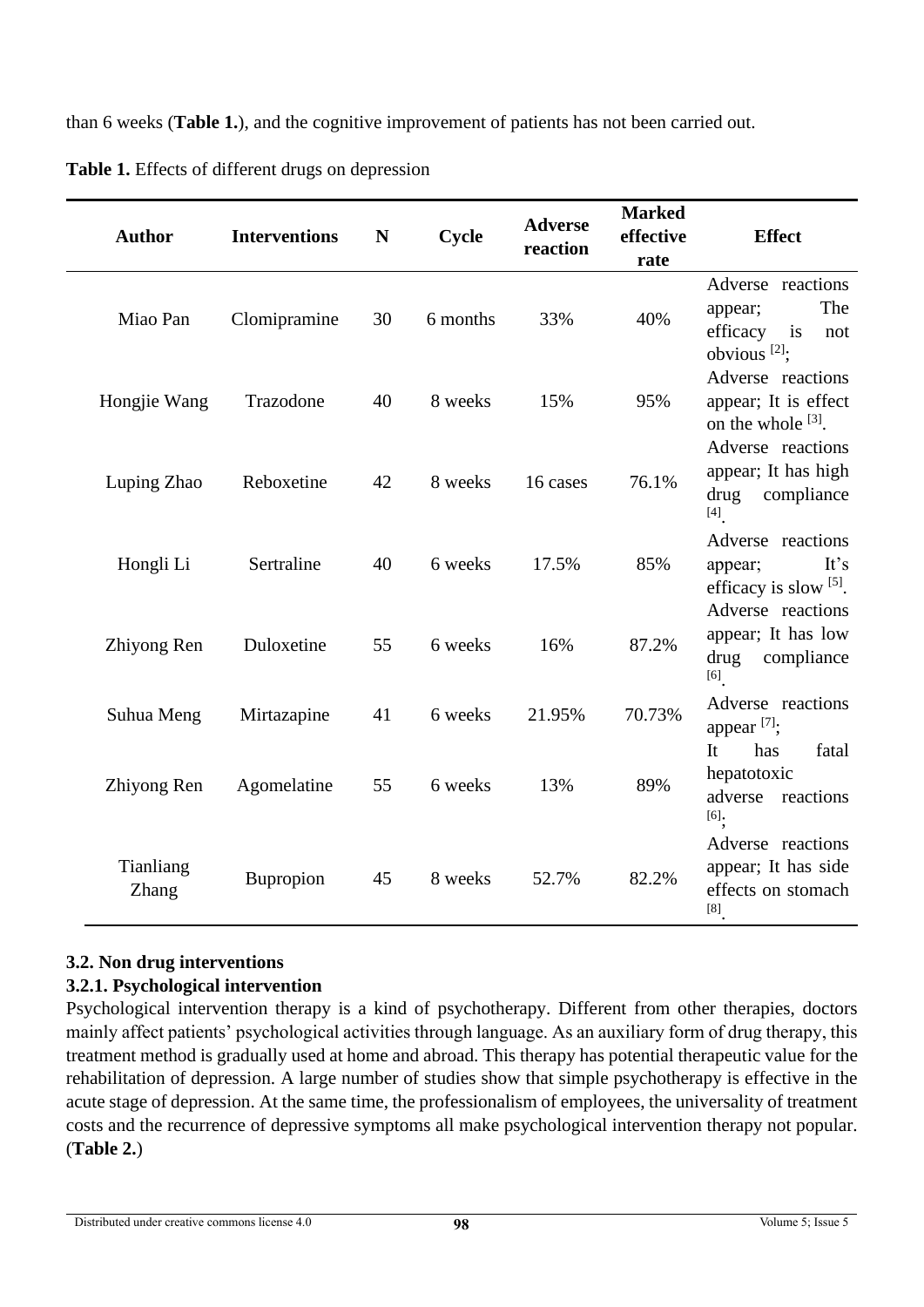than 6 weeks (**Table 1.**), and the cognitive improvement of patients has not been carried out.

**Table 1.** Effects of different drugs on depression

| Author | Interventions | N | Cycle | Adverse reaction | Marked effective rate | Effect |
|---|---|---|---|---|---|---|
| Miao Pan | Clomipramine | 30 | 6 months | 33% | 40% | Adverse reactions appear; The efficacy is not obvious [2]; |
| Hongjie Wang | Trazodone | 40 | 8 weeks | 15% | 95% | Adverse reactions appear; It is effect on the whole [3]. |
| Luping Zhao | Reboxetine | 42 | 8 weeks | 16 cases | 76.1% | Adverse reactions appear; It has high drug compliance [4]. |
| Hongli Li | Sertraline | 40 | 6 weeks | 17.5% | 85% | Adverse reactions appear; It's efficacy is slow [5]. |
| Zhiyong Ren | Duloxetine | 55 | 6 weeks | 16% | 87.2% | Adverse reactions appear; It has low drug compliance [6]. |
| Suhua Meng | Mirtazapine | 41 | 6 weeks | 21.95% | 70.73% | Adverse reactions appear [7]; |
| Zhiyong Ren | Agomelatine | 55 | 6 weeks | 13% | 89% | It has fatal hepatotoxic adverse reactions [6]; |
| Tianliang Zhang | Bupropion | 45 | 8 weeks | 52.7% | 82.2% | Adverse reactions appear; It has side effects on stomach [8]. |

### 3.2. Non drug interventions

#### 3.2.1. Psychological intervention

Psychological intervention therapy is a kind of psychotherapy. Different from other therapies, doctors mainly affect patients' psychological activities through language. As an auxiliary form of drug therapy, this treatment method is gradually used at home and abroad. This therapy has potential therapeutic value for the rehabilitation of depression. A large number of studies show that simple psychotherapy is effective in the acute stage of depression. At the same time, the professionalism of employees, the universality of treatment costs and the recurrence of depressive symptoms all make psychological intervention therapy not popular. (**Table 2.**)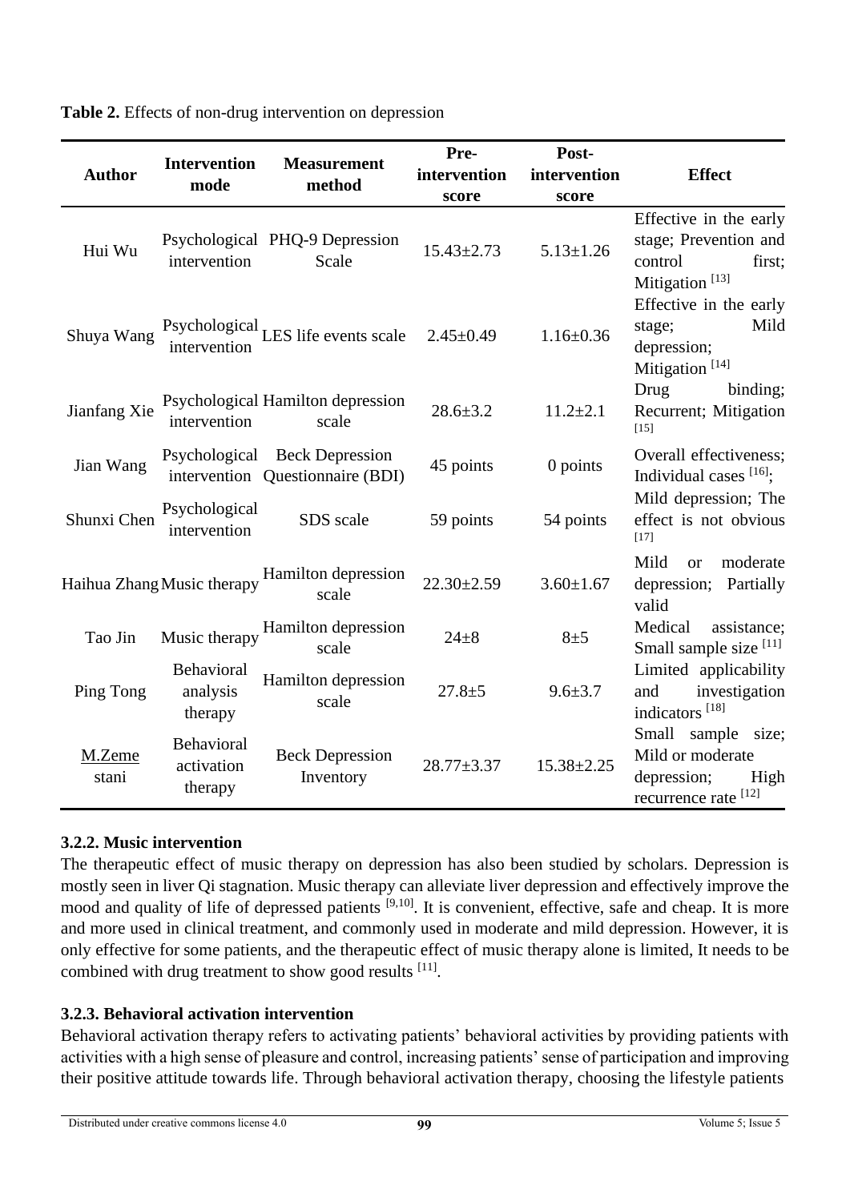**Table 2.** Effects of non-drug intervention on depression

| Author | Intervention mode | Measurement method | Pre-intervention score | Post-intervention score | Effect |
|---|---|---|---|---|---|
| Hui Wu | Psychological intervention | PHQ-9 Depression Scale | 15.43±2.73 | 5.13±1.26 | Effective in the early stage; Prevention and control first; Mitigation [13] |
| Shuya Wang | Psychological intervention | LES life events scale | 2.45±0.49 | 1.16±0.36 | Effective in the early stage; Mild depression; Mitigation [14] |
| Jianfang Xie | Psychological intervention | Hamilton depression scale | 28.6±3.2 | 11.2±2.1 | Drug binding; Recurrent; Mitigation [15] |
| Jian Wang | Psychological intervention | Beck Depression Questionnaire (BDI) | 45 points | 0 points | Overall effectiveness; Individual cases [16]; |
| Shunxi Chen | Psychological intervention | SDS scale | 59 points | 54 points | Mild depression; The effect is not obvious [17] |
| Haihua Zhang | Music therapy | Hamilton depression scale | 22.30±2.59 | 3.60±1.67 | Mild or moderate depression; Partially valid |
| Tao Jin | Music therapy | Hamilton depression scale | 24±8 | 8±5 | Medical assistance; Small sample size [11] |
| Ping Tong | Behavioral analysis therapy | Hamilton depression scale | 27.8±5 | 9.6±3.7 | Limited applicability and investigation indicators [18] |
| M.Zemestani | Behavioral activation therapy | Beck Depression Inventory | 28.77±3.37 | 15.38±2.25 | Small sample size; Mild or moderate depression; High recurrence rate [12] |

### 3.2.2. Music intervention

The therapeutic effect of music therapy on depression has also been studied by scholars. Depression is mostly seen in liver Qi stagnation. Music therapy can alleviate liver depression and effectively improve the mood and quality of life of depressed patients [9,10]. It is convenient, effective, safe and cheap. It is more and more used in clinical treatment, and commonly used in moderate and mild depression. However, it is only effective for some patients, and the therapeutic effect of music therapy alone is limited, It needs to be combined with drug treatment to show good results [11].

### 3.2.3. Behavioral activation intervention

Behavioral activation therapy refers to activating patients' behavioral activities by providing patients with activities with a high sense of pleasure and control, increasing patients' sense of participation and improving their positive attitude towards life. Through behavioral activation therapy, choosing the lifestyle patients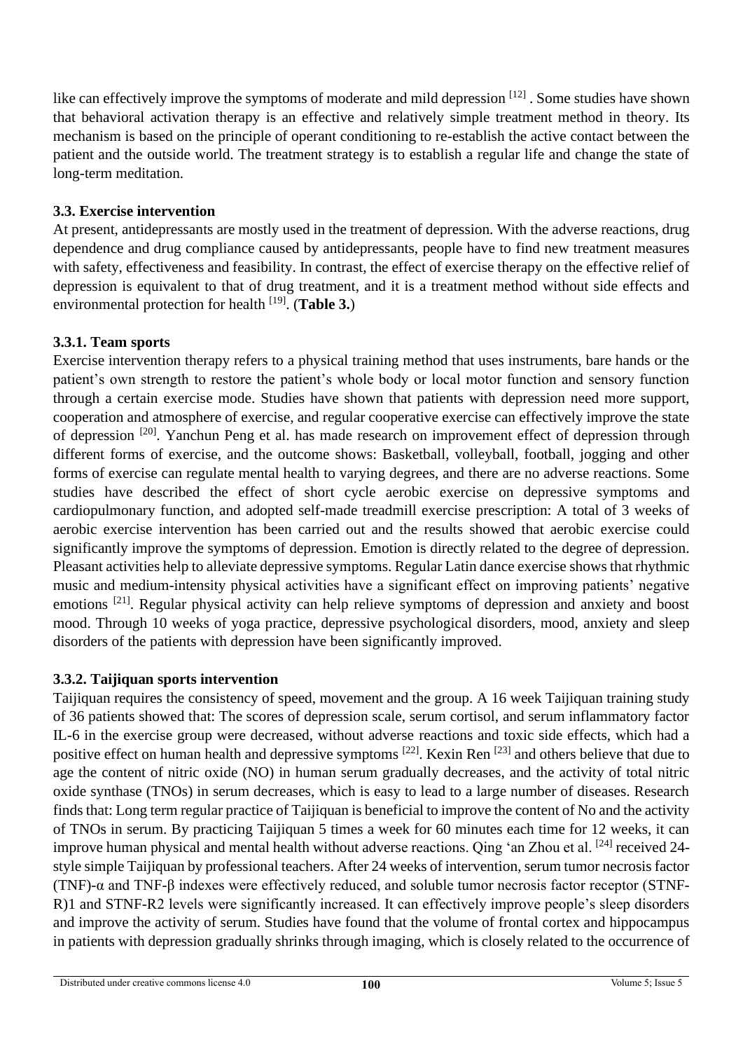like can effectively improve the symptoms of moderate and mild depression [12] . Some studies have shown that behavioral activation therapy is an effective and relatively simple treatment method in theory. Its mechanism is based on the principle of operant conditioning to re-establish the active contact between the patient and the outside world. The treatment strategy is to establish a regular life and change the state of long-term meditation.

### 3.3. Exercise intervention

At present, antidepressants are mostly used in the treatment of depression. With the adverse reactions, drug dependence and drug compliance caused by antidepressants, people have to find new treatment measures with safety, effectiveness and feasibility. In contrast, the effect of exercise therapy on the effective relief of depression is equivalent to that of drug treatment, and it is a treatment method without side effects and environmental protection for health [19]. (**Table 3.**)

#### 3.3.1. Team sports

Exercise intervention therapy refers to a physical training method that uses instruments, bare hands or the patient's own strength to restore the patient's whole body or local motor function and sensory function through a certain exercise mode. Studies have shown that patients with depression need more support, cooperation and atmosphere of exercise, and regular cooperative exercise can effectively improve the state of depression [20]. Yanchun Peng et al. has made research on improvement effect of depression through different forms of exercise, and the outcome shows: Basketball, volleyball, football, jogging and other forms of exercise can regulate mental health to varying degrees, and there are no adverse reactions. Some studies have described the effect of short cycle aerobic exercise on depressive symptoms and cardiopulmonary function, and adopted self-made treadmill exercise prescription: A total of 3 weeks of aerobic exercise intervention has been carried out and the results showed that aerobic exercise could significantly improve the symptoms of depression. Emotion is directly related to the degree of depression. Pleasant activities help to alleviate depressive symptoms. Regular Latin dance exercise shows that rhythmic music and medium-intensity physical activities have a significant effect on improving patients' negative emotions [21]. Regular physical activity can help relieve symptoms of depression and anxiety and boost mood. Through 10 weeks of yoga practice, depressive psychological disorders, mood, anxiety and sleep disorders of the patients with depression have been significantly improved.

#### 3.3.2. Taijiquan sports intervention

Taijiquan requires the consistency of speed, movement and the group. A 16 week Taijiquan training study of 36 patients showed that: The scores of depression scale, serum cortisol, and serum inflammatory factor IL-6 in the exercise group were decreased, without adverse reactions and toxic side effects, which had a positive effect on human health and depressive symptoms [22]. Kexin Ren [23] and others believe that due to age the content of nitric oxide (NO) in human serum gradually decreases, and the activity of total nitric oxide synthase (TNOs) in serum decreases, which is easy to lead to a large number of diseases. Research finds that: Long term regular practice of Taijiquan is beneficial to improve the content of No and the activity of TNOs in serum. By practicing Taijiquan 5 times a week for 60 minutes each time for 12 weeks, it can improve human physical and mental health without adverse reactions. Qing 'an Zhou et al. [24] received 24-style simple Taijiquan by professional teachers. After 24 weeks of intervention, serum tumor necrosis factor (TNF)-α and TNF-β indexes were effectively reduced, and soluble tumor necrosis factor receptor (STNF-R)1 and STNF-R2 levels were significantly increased. It can effectively improve people's sleep disorders and improve the activity of serum. Studies have found that the volume of frontal cortex and hippocampus in patients with depression gradually shrinks through imaging, which is closely related to the occurrence of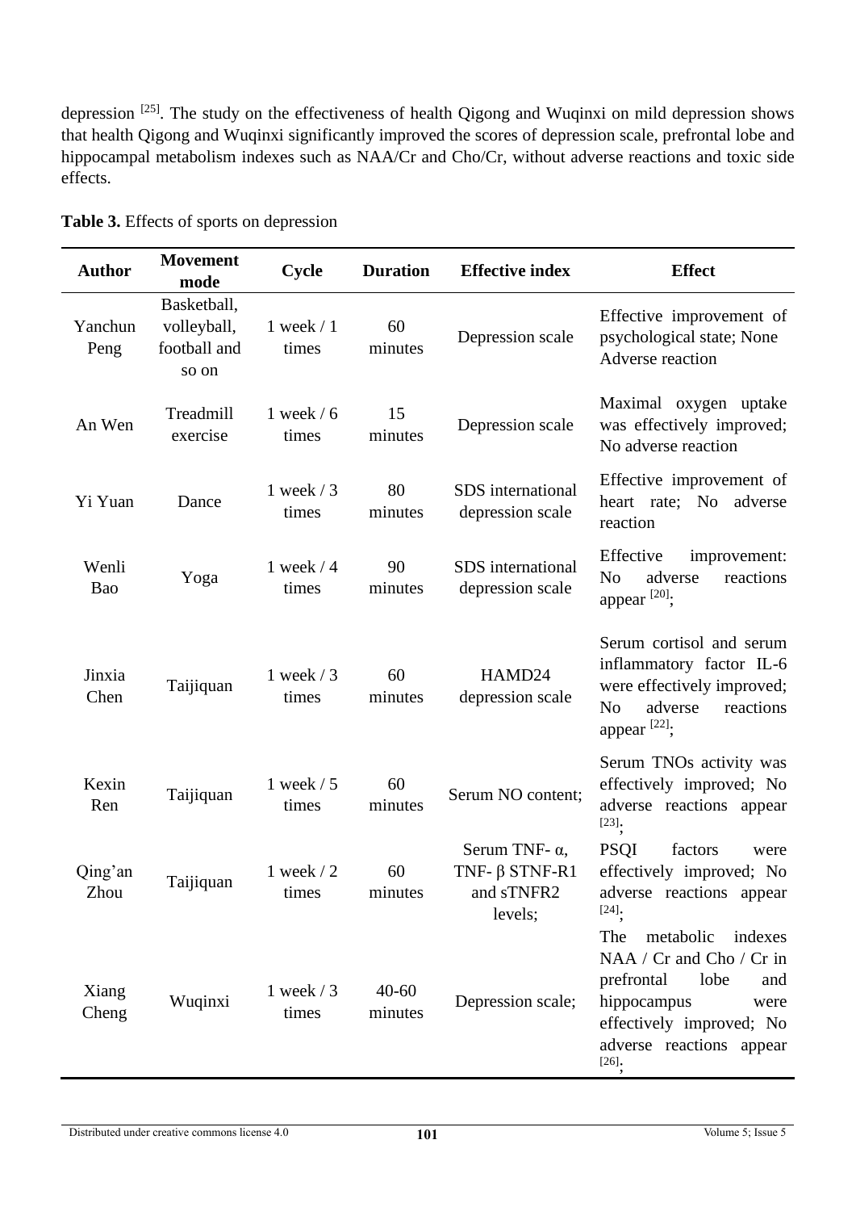depression [25]. The study on the effectiveness of health Qigong and Wuqinxi on mild depression shows that health Qigong and Wuqinxi significantly improved the scores of depression scale, prefrontal lobe and hippocampal metabolism indexes such as NAA/Cr and Cho/Cr, without adverse reactions and toxic side effects.

**Table 3.** Effects of sports on depression

| Author | Movement mode | Cycle | Duration | Effective index | Effect |
|---|---|---|---|---|---|
| Yanchun Peng | Basketball, volleyball, football and so on | 1 week / 1 times | 60 minutes | Depression scale | Effective improvement of psychological state; None Adverse reaction |
| An Wen | Treadmill exercise | 1 week / 6 times | 15 minutes | Depression scale | Maximal oxygen uptake was effectively improved; No adverse reaction |
| Yi Yuan | Dance | 1 week / 3 times | 80 minutes | SDS international depression scale | Effective improvement of heart rate; No adverse reaction |
| Wenli Bao | Yoga | 1 week / 4 times | 90 minutes | SDS international depression scale | Effective improvement: No adverse reactions appear [20]; |
| Jinxia Chen | Taijiquan | 1 week / 3 times | 60 minutes | HAMD24 depression scale | Serum cortisol and serum inflammatory factor IL-6 were effectively improved; No adverse reactions appear [22]; |
| Kexin Ren | Taijiquan | 1 week / 5 times | 60 minutes | Serum NO content; | Serum TNOs activity was effectively improved; No adverse reactions appear [23]; |
| Qing'an Zhou | Taijiquan | 1 week / 2 times | 60 minutes | Serum TNF- α, TNF- β STNF-R1 and sTNFR2 levels; | PSQI factors were effectively improved; No adverse reactions appear [24]; |
| Xiang Cheng | Wuqinxi | 1 week / 3 times | 40-60 minutes | Depression scale; | The metabolic indexes NAA / Cr and Cho / Cr in prefrontal lobe and hippocampus were effectively improved; No adverse reactions appear [26]; |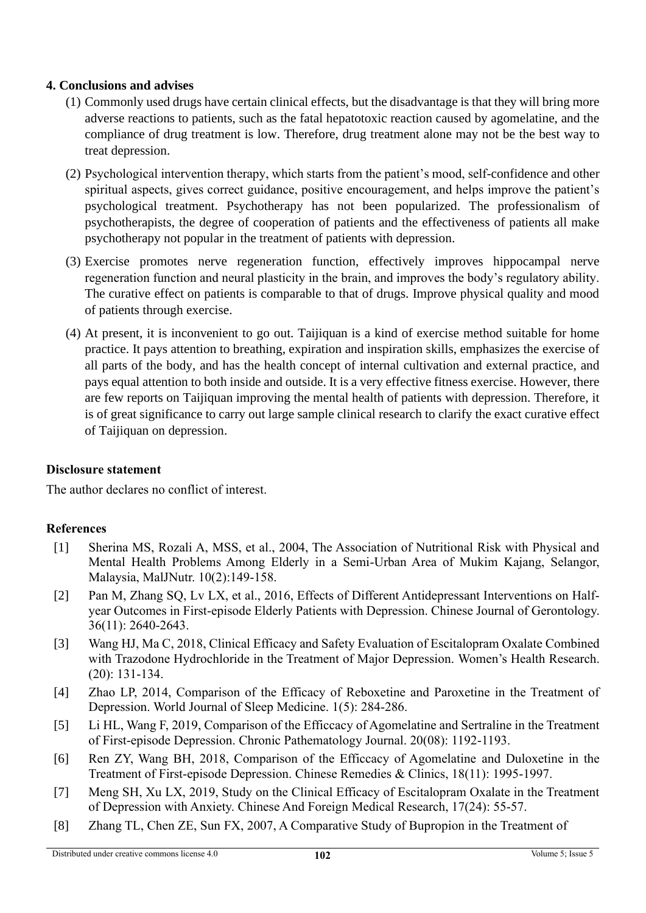## 4. Conclusions and advises

(1) Commonly used drugs have certain clinical effects, but the disadvantage is that they will bring more adverse reactions to patients, such as the fatal hepatotoxic reaction caused by agomelatine, and the compliance of drug treatment is low. Therefore, drug treatment alone may not be the best way to treat depression.

(2) Psychological intervention therapy, which starts from the patient's mood, self-confidence and other spiritual aspects, gives correct guidance, positive encouragement, and helps improve the patient's psychological treatment. Psychotherapy has not been popularized. The professionalism of psychotherapists, the degree of cooperation of patients and the effectiveness of patients all make psychotherapy not popular in the treatment of patients with depression.

(3) Exercise promotes nerve regeneration function, effectively improves hippocampal nerve regeneration function and neural plasticity in the brain, and improves the body's regulatory ability. The curative effect on patients is comparable to that of drugs. Improve physical quality and mood of patients through exercise.

(4) At present, it is inconvenient to go out. Taijiquan is a kind of exercise method suitable for home practice. It pays attention to breathing, expiration and inspiration skills, emphasizes the exercise of all parts of the body, and has the health concept of internal cultivation and external practice, and pays equal attention to both inside and outside. It is a very effective fitness exercise. However, there are few reports on Taijiquan improving the mental health of patients with depression. Therefore, it is of great significance to carry out large sample clinical research to clarify the exact curative effect of Taijiquan on depression.

## Disclosure statement

The author declares no conflict of interest.

## References

[1] Sherina MS, Rozali A, MSS, et al., 2004, The Association of Nutritional Risk with Physical and Mental Health Problems Among Elderly in a Semi-Urban Area of Mukim Kajang, Selangor, Malaysia, MalJNutr. 10(2):149-158.

[2] Pan M, Zhang SQ, Lv LX, et al., 2016, Effects of Different Antidepressant Interventions on Half-year Outcomes in First-episode Elderly Patients with Depression. Chinese Journal of Gerontology. 36(11): 2640-2643.

[3] Wang HJ, Ma C, 2018, Clinical Efficacy and Safety Evaluation of Escitalopram Oxalate Combined with Trazodone Hydrochloride in the Treatment of Major Depression. Women's Health Research. (20): 131-134.

[4] Zhao LP, 2014, Comparison of the Efficacy of Reboxetine and Paroxetine in the Treatment of Depression. World Journal of Sleep Medicine. 1(5): 284-286.

[5] Li HL, Wang F, 2019, Comparison of the Efficcacy of Agomelatine and Sertraline in the Treatment of First-episode Depression. Chronic Pathematology Journal. 20(08): 1192-1193.

[6] Ren ZY, Wang BH, 2018, Comparison of the Efficcacy of Agomelatine and Duloxetine in the Treatment of First-episode Depression. Chinese Remedies & Clinics, 18(11): 1995-1997.

[7] Meng SH, Xu LX, 2019, Study on the Clinical Efficacy of Escitalopram Oxalate in the Treatment of Depression with Anxiety. Chinese And Foreign Medical Research, 17(24): 55-57.

[8] Zhang TL, Chen ZE, Sun FX, 2007, A Comparative Study of Bupropion in the Treatment of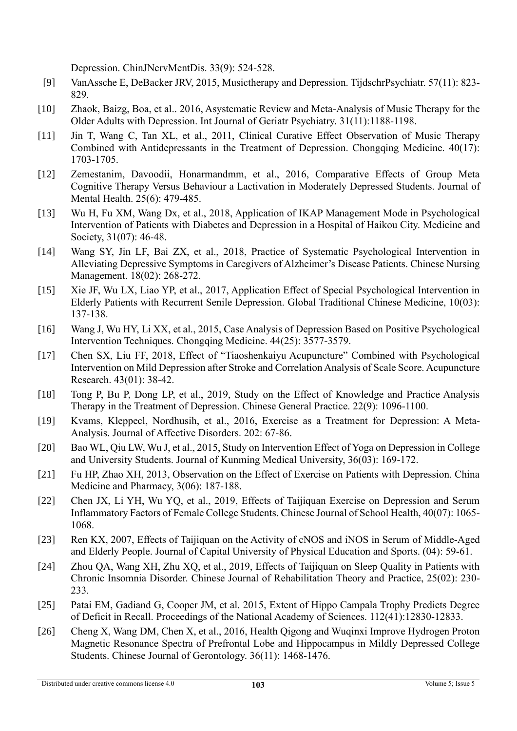Depression. ChinJNervMentDis. 33(9): 524-528.

[9] VanAssche E, DeBacker JRV, 2015, Musictherapy and Depression. TijdschrPsychiatr. 57(11): 823-829.

[10] Zhaok, Baizg, Boa, et al.. 2016, Asystematic Review and Meta-Analysis of Music Therapy for the Older Adults with Depression. Int Journal of Geriatr Psychiatry. 31(11):1188-1198.

[11] Jin T, Wang C, Tan XL, et al., 2011, Clinical Curative Effect Observation of Music Therapy Combined with Antidepressants in the Treatment of Depression. Chongqing Medicine. 40(17): 1703-1705.

[12] Zemestanim, Davoodii, Honarmandmm, et al., 2016, Comparative Effects of Group Meta Cognitive Therapy Versus Behaviour a Lactivation in Moderately Depressed Students. Journal of Mental Health. 25(6): 479-485.

[13] Wu H, Fu XM, Wang Dx, et al., 2018, Application of IKAP Management Mode in Psychological Intervention of Patients with Diabetes and Depression in a Hospital of Haikou City. Medicine and Society, 31(07): 46-48.

[14] Wang SY, Jin LF, Bai ZX, et al., 2018, Practice of Systematic Psychological Intervention in Alleviating Depressive Symptoms in Caregivers of Alzheimer's Disease Patients. Chinese Nursing Management. 18(02): 268-272.

[15] Xie JF, Wu LX, Liao YP, et al., 2017, Application Effect of Special Psychological Intervention in Elderly Patients with Recurrent Senile Depression. Global Traditional Chinese Medicine, 10(03): 137-138.

[16] Wang J, Wu HY, Li XX, et al., 2015, Case Analysis of Depression Based on Positive Psychological Intervention Techniques. Chongqing Medicine. 44(25): 3577-3579.

[17] Chen SX, Liu FF, 2018, Effect of "Tiaoshenkaiyu Acupuncture" Combined with Psychological Intervention on Mild Depression after Stroke and Correlation Analysis of Scale Score. Acupuncture Research. 43(01): 38-42.

[18] Tong P, Bu P, Dong LP, et al., 2019, Study on the Effect of Knowledge and Practice Analysis Therapy in the Treatment of Depression. Chinese General Practice. 22(9): 1096-1100.

[19] Kvams, Kleppecl, Nordhusih, et al., 2016, Exercise as a Treatment for Depression: A Meta-Analysis. Journal of Affective Disorders. 202: 67-86.

[20] Bao WL, Qiu LW, Wu J, et al., 2015, Study on Intervention Effect of Yoga on Depression in College and University Students. Journal of Kunming Medical University, 36(03): 169-172.

[21] Fu HP, Zhao XH, 2013, Observation on the Effect of Exercise on Patients with Depression. China Medicine and Pharmacy, 3(06): 187-188.

[22] Chen JX, Li YH, Wu YQ, et al., 2019, Effects of Taijiquan Exercise on Depression and Serum Inflammatory Factors of Female College Students. Chinese Journal of School Health, 40(07): 1065-1068.

[23] Ren KX, 2007, Effects of Taijiquan on the Activity of cNOS and iNOS in Serum of Middle-Aged and Elderly People. Journal of Capital University of Physical Education and Sports. (04): 59-61.

[24] Zhou QA, Wang XH, Zhu XQ, et al., 2019, Effects of Taijiquan on Sleep Quality in Patients with Chronic Insomnia Disorder. Chinese Journal of Rehabilitation Theory and Practice, 25(02): 230-233.

[25] Patai EM, Gadiand G, Cooper JM, et al. 2015, Extent of Hippo Campala Trophy Predicts Degree of Deficit in Recall. Proceedings of the National Academy of Sciences. 112(41):12830-12833.

[26] Cheng X, Wang DM, Chen X, et al., 2016, Health Qigong and Wuqinxi Improve Hydrogen Proton Magnetic Resonance Spectra of Prefrontal Lobe and Hippocampus in Mildly Depressed College Students. Chinese Journal of Gerontology. 36(11): 1468-1476.